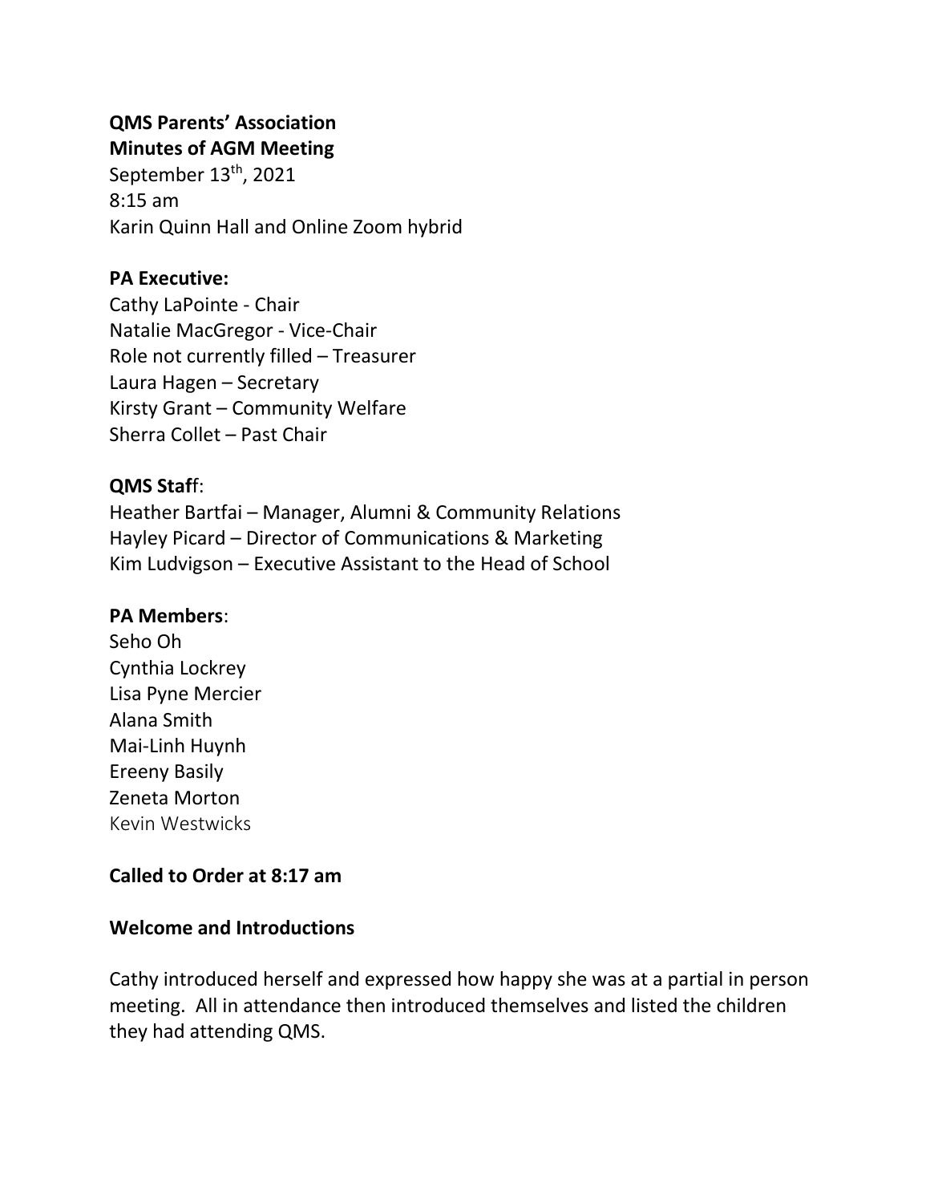**QMS Parents' Association**
**Minutes of AGM Meeting**
September 13th, 2021
8:15 am
Karin Quinn Hall and Online Zoom hybrid

**PA Executive:**
Cathy LaPointe - Chair
Natalie MacGregor - Vice-Chair
Role not currently filled – Treasurer
Laura Hagen – Secretary
Kirsty Grant – Community Welfare
Sherra Collet – Past Chair

**QMS Staf**f:
Heather Bartfai – Manager, Alumni & Community Relations
Hayley Picard – Director of Communications & Marketing
Kim Ludvigson – Executive Assistant to the Head of School

**PA Members**:
Seho Oh
Cynthia Lockrey
Lisa Pyne Mercier
Alana Smith
Mai-Linh Huynh
Ereeny Basily
Zeneta Morton
Kevin Westwicks

**Called to Order at 8:17 am**

**Welcome and Introductions**

Cathy introduced herself and expressed how happy she was at a partial in person meeting. All in attendance then introduced themselves and listed the children they had attending QMS.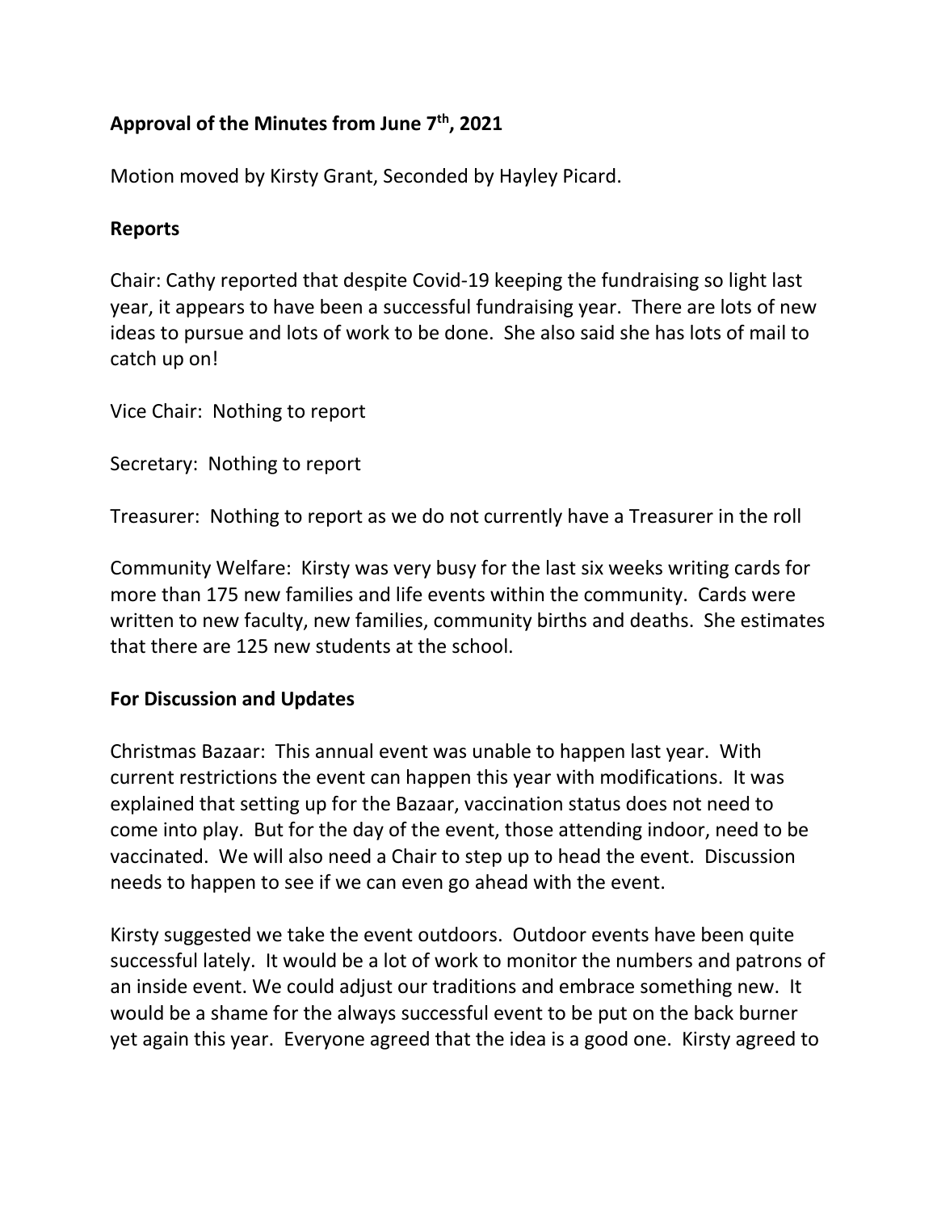**Approval of the Minutes from June 7th, 2021**

Motion moved by Kirsty Grant, Seconded by Hayley Picard.

**Reports**

Chair: Cathy reported that despite Covid-19 keeping the fundraising so light last year, it appears to have been a successful fundraising year. There are lots of new ideas to pursue and lots of work to be done. She also said she has lots of mail to catch up on!

Vice Chair: Nothing to report

Secretary: Nothing to report

Treasurer: Nothing to report as we do not currently have a Treasurer in the roll

Community Welfare: Kirsty was very busy for the last six weeks writing cards for more than 175 new families and life events within the community. Cards were written to new faculty, new families, community births and deaths. She estimates that there are 125 new students at the school.

**For Discussion and Updates**

Christmas Bazaar: This annual event was unable to happen last year. With current restrictions the event can happen this year with modifications. It was explained that setting up for the Bazaar, vaccination status does not need to come into play. But for the day of the event, those attending indoor, need to be vaccinated. We will also need a Chair to step up to head the event. Discussion needs to happen to see if we can even go ahead with the event.

Kirsty suggested we take the event outdoors. Outdoor events have been quite successful lately. It would be a lot of work to monitor the numbers and patrons of an inside event. We could adjust our traditions and embrace something new. It would be a shame for the always successful event to be put on the back burner yet again this year. Everyone agreed that the idea is a good one. Kirsty agreed to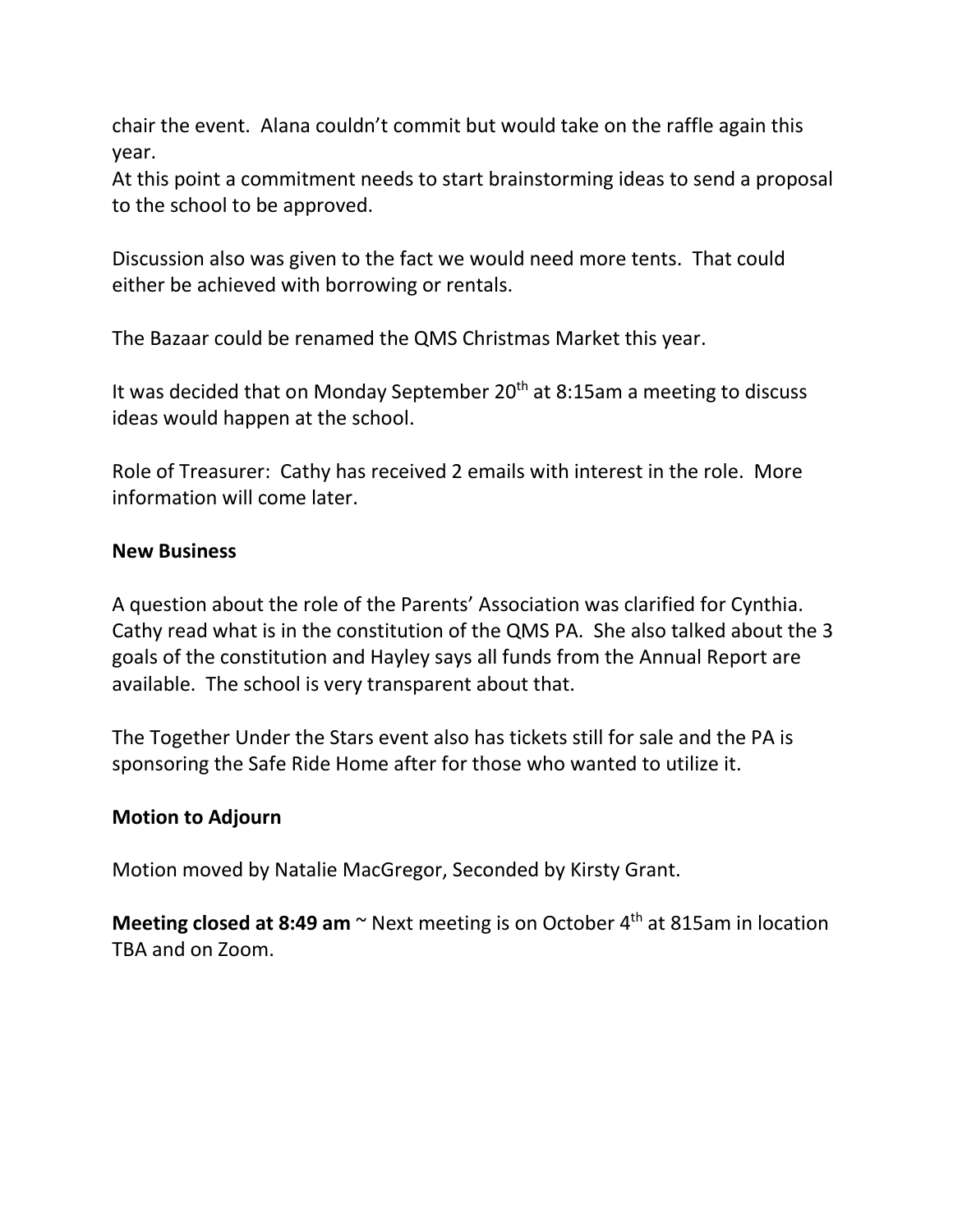chair the event. Alana couldn't commit but would take on the raffle again this year.
At this point a commitment needs to start brainstorming ideas to send a proposal to the school to be approved.

Discussion also was given to the fact we would need more tents. That could either be achieved with borrowing or rentals.

The Bazaar could be renamed the QMS Christmas Market this year.

It was decided that on Monday September 20th at 8:15am a meeting to discuss ideas would happen at the school.

Role of Treasurer: Cathy has received 2 emails with interest in the role. More information will come later.

**New Business**

A question about the role of the Parents' Association was clarified for Cynthia. Cathy read what is in the constitution of the QMS PA. She also talked about the 3 goals of the constitution and Hayley says all funds from the Annual Report are available. The school is very transparent about that.

The Together Under the Stars event also has tickets still for sale and the PA is sponsoring the Safe Ride Home after for those who wanted to utilize it.

**Motion to Adjourn**

Motion moved by Natalie MacGregor, Seconded by Kirsty Grant.

**Meeting closed at 8:49 am** ~ Next meeting is on October 4th at 815am in location TBA and on Zoom.